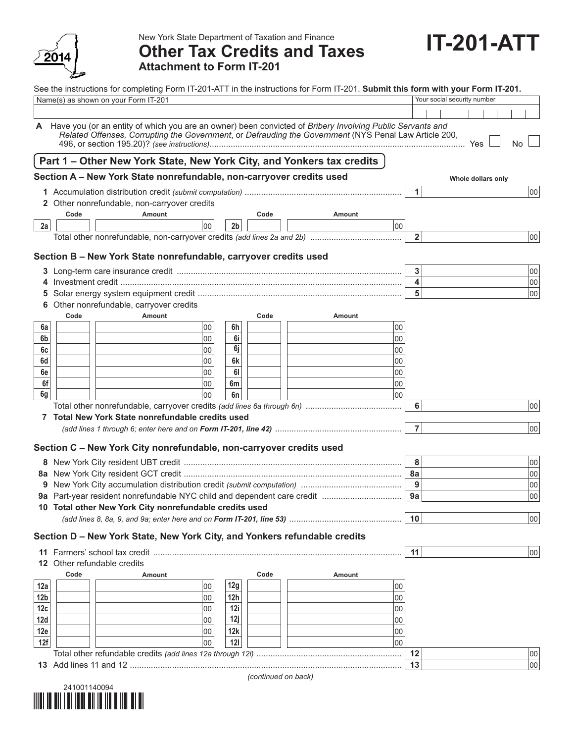2014

New York State Department of Taxation and Finance

# Other Tax Credits and Taxes

**Attachment to Form IT-201**

# IT-201-ATT

See the instructions for completing Form IT-201-ATT in the instructions for Form IT-201. **Submit this form with your Form IT-201.**

| Name(s) as shown on your Form IT-201 | Your social security number |
|---|---|
| | |

**A** Have you (or an entity of which you are an owner) been convicted of *Bribery Involving Public Servants and Related Offenses, Corrupting the Government*, or *Defrauding the Government* (NYS Penal Law Article 200, 496, or section 195.20)? *(see instructions)* .......... Yes ☐ No ☐

## Part 1 – Other New York State, New York City, and Yonkers tax credits

### Section A – New York State nonrefundable, non-carryover credits used

Whole dollars only

| | | | |
|---|---|---|---|
| **1** | Accumulation distribution credit *(submit computation)* .......... | **1** | .00 |
| **2** | Other nonrefundable, non-carryover credits | | |

| | Code | Amount | | Code | Amount |
|---|---|---|---|---|---|
| **2a** | | .00 | **2b** | | .00 |

| | | |
|---|---|---|
| Total other nonrefundable, non-carryover credits *(add lines 2a and 2b)* .......... | **2** | .00 |

### Section B – New York State nonrefundable, carryover credits used

| | | | |
|---|---|---|---|
| **3** | Long-term care insurance credit .......... | **3** | .00 |
| **4** | Investment credit .......... | **4** | .00 |
| **5** | Solar energy system equipment credit .......... | **5** | .00 |
| **6** | Other nonrefundable, carryover credits | | |

| | Code | Amount | | Code | Amount |
|---|---|---|---|---|---|
| **6a** | | .00 | **6h** | | .00 |
| **6b** | | .00 | **6i** | | .00 |
| **6c** | | .00 | **6j** | | .00 |
| **6d** | | .00 | **6k** | | .00 |
| **6e** | | .00 | **6l** | | .00 |
| **6f** | | .00 | **6m** | | .00 |
| **6g** | | .00 | **6n** | | .00 |

| | | | |
|---|---|---|---|
| | Total other nonrefundable, carryover credits *(add lines 6a through 6n)* .......... | **6** | .00 |
| **7** | **Total New York State nonrefundable credits used** *(add lines 1 through 6; enter here and on* ***Form IT-201, line 42****)* .......... | **7** | .00 |

### Section C – New York City nonrefundable, non-carryover credits used

| | | | |
|---|---|---|---|
| **8** | New York City resident UBT credit .......... | **8** | .00 |
| **8a** | New York City resident GCT credit .......... | **8a** | .00 |
| **9** | New York City accumulation distribution credit *(submit computation)* .......... | **9** | .00 |
| **9a** | Part-year resident nonrefundable NYC child and dependent care credit .......... | **9a** | .00 |
| **10** | **Total other New York City nonrefundable credits used** *(add lines 8, 8a, 9, and 9a; enter here and on* ***Form IT-201, line 53****)* .......... | **10** | .00 |

### Section D – New York State, New York City, and Yonkers refundable credits

| | | | |
|---|---|---|---|
| **11** | Farmers' school tax credit .......... | **11** | .00 |
| **12** | Other refundable credits | | |

| | Code | Amount | | Code | Amount |
|---|---|---|---|---|---|
| **12a** | | .00 | **12g** | | .00 |
| **12b** | | .00 | **12h** | | .00 |
| **12c** | | .00 | **12i** | | .00 |
| **12d** | | .00 | **12j** | | .00 |
| **12e** | | .00 | **12k** | | .00 |
| **12f** | | .00 | **12l** | | .00 |

| | | | |
|---|---|---|---|
| | Total other refundable credits *(add lines 12a through 12l)* .......... | **12** | .00 |
| **13** | Add lines 11 and 12 .......... | **13** | .00 |

*(continued on back)*

241001140094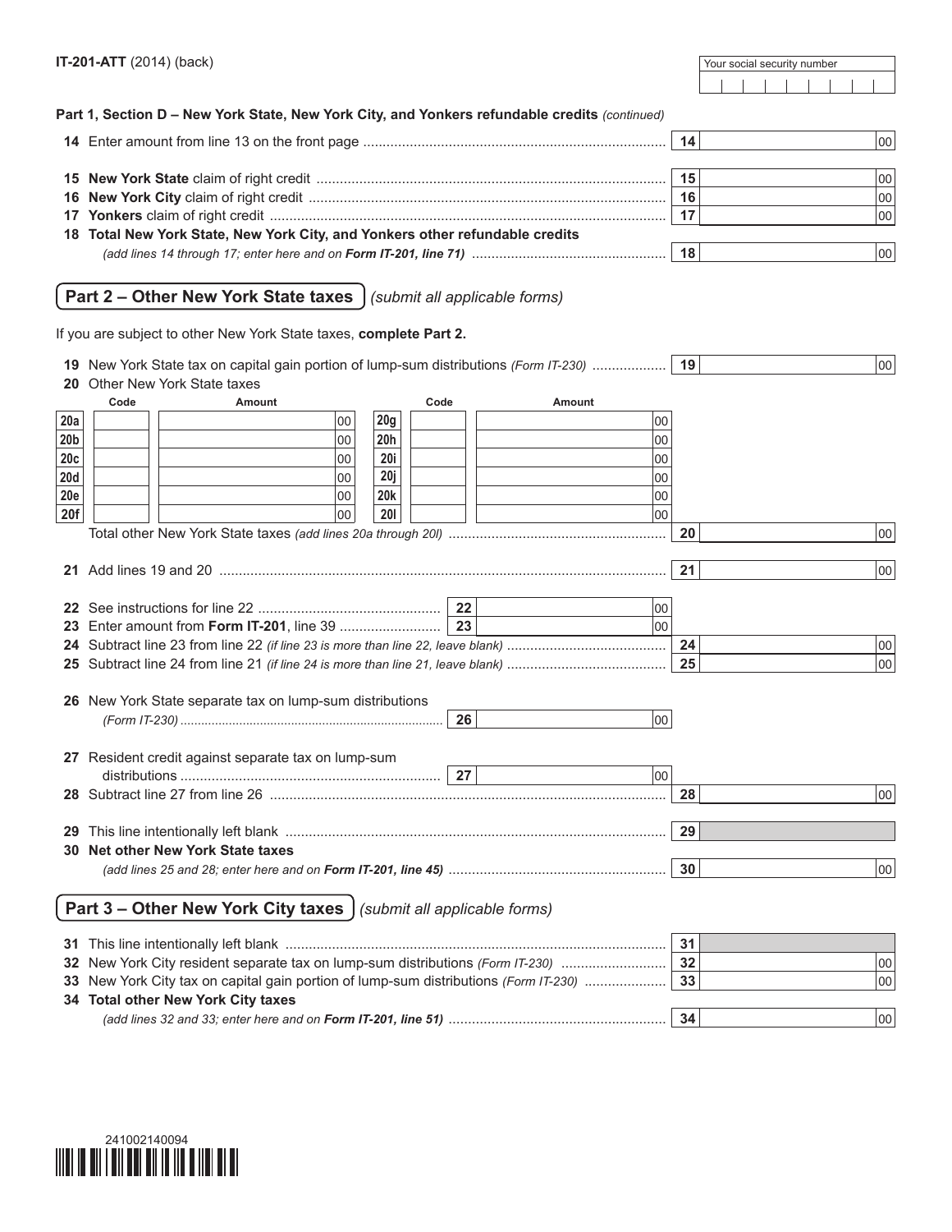IT-201-ATT (2014) (back)

Your social security number

**Part 1, Section D – New York State, New York City, and Yonkers refundable credits** *(continued)*

| Line | Description | Box | Amount |
|---|---|---|---|
| 14 | Enter amount from line 13 on the front page | 14 | 00 |
| 15 | **New York State** claim of right credit | 15 | 00 |
| 16 | **New York City** claim of right credit | 16 | 00 |
| 17 | **Yonkers** claim of right credit | 17 | 00 |
| 18 | **Total New York State, New York City, and Yonkers other refundable credits** *(add lines 14 through 17; enter here and on **Form IT-201, line 71**)* | 18 | 00 |

## Part 2 – Other New York State taxes *(submit all applicable forms)*

If you are subject to other New York State taxes, **complete Part 2.**

| Line | Description | Box | Amount |
|---|---|---|---|
| 19 | New York State tax on capital gain portion of lump-sum distributions *(Form IT-230)* | 19 | 00 |

20 Other New York State taxes

| | Code | Amount | | Code | Amount |
|---|---|---|---|---|---|
| 20a | | 00 | 20g | | 00 |
| 20b | | 00 | 20h | | 00 |
| 20c | | 00 | 20i | | 00 |
| 20d | | 00 | 20j | | 00 |
| 20e | | 00 | 20k | | 00 |
| 20f | | 00 | 20l | | 00 |

| Line | Description | Box | Amount | Box | Amount |
|---|---|---|---|---|---|
| 20 | Total other New York State taxes *(add lines 20a through 20l)* | | | 20 | 00 |
| 21 | Add lines 19 and 20 | | | 21 | 00 |
| 22 | See instructions for line 22 | 22 | 00 | | |
| 23 | Enter amount from **Form IT-201**, line 39 | 23 | 00 | | |
| 24 | Subtract line 23 from line 22 *(if line 23 is more than line 22, leave blank)* | | | 24 | 00 |
| 25 | Subtract line 24 from line 21 *(if line 24 is more than line 21, leave blank)* | | | 25 | 00 |
| 26 | New York State separate tax on lump-sum distributions *(Form IT-230)* | 26 | 00 | | |
| 27 | Resident credit against separate tax on lump-sum distributions | 27 | 00 | | |
| 28 | Subtract line 27 from line 26 | | | 28 | 00 |
| 29 | This line intentionally left blank | | | 29 | |
| 30 | **Net other New York State taxes** *(add lines 25 and 28; enter here and on **Form IT-201, line 45**)* | | | 30 | 00 |

## Part 3 – Other New York City taxes *(submit all applicable forms)*

| Line | Description | Box | Amount |
|---|---|---|---|
| 31 | This line intentionally left blank | 31 | |
| 32 | New York City resident separate tax on lump-sum distributions *(Form IT-230)* | 32 | 00 |
| 33 | New York City tax on capital gain portion of lump-sum distributions *(Form IT-230)* | 33 | 00 |
| 34 | **Total other New York City taxes** *(add lines 32 and 33; enter here and on **Form IT-201, line 51**)* | 34 | 00 |

241002140094